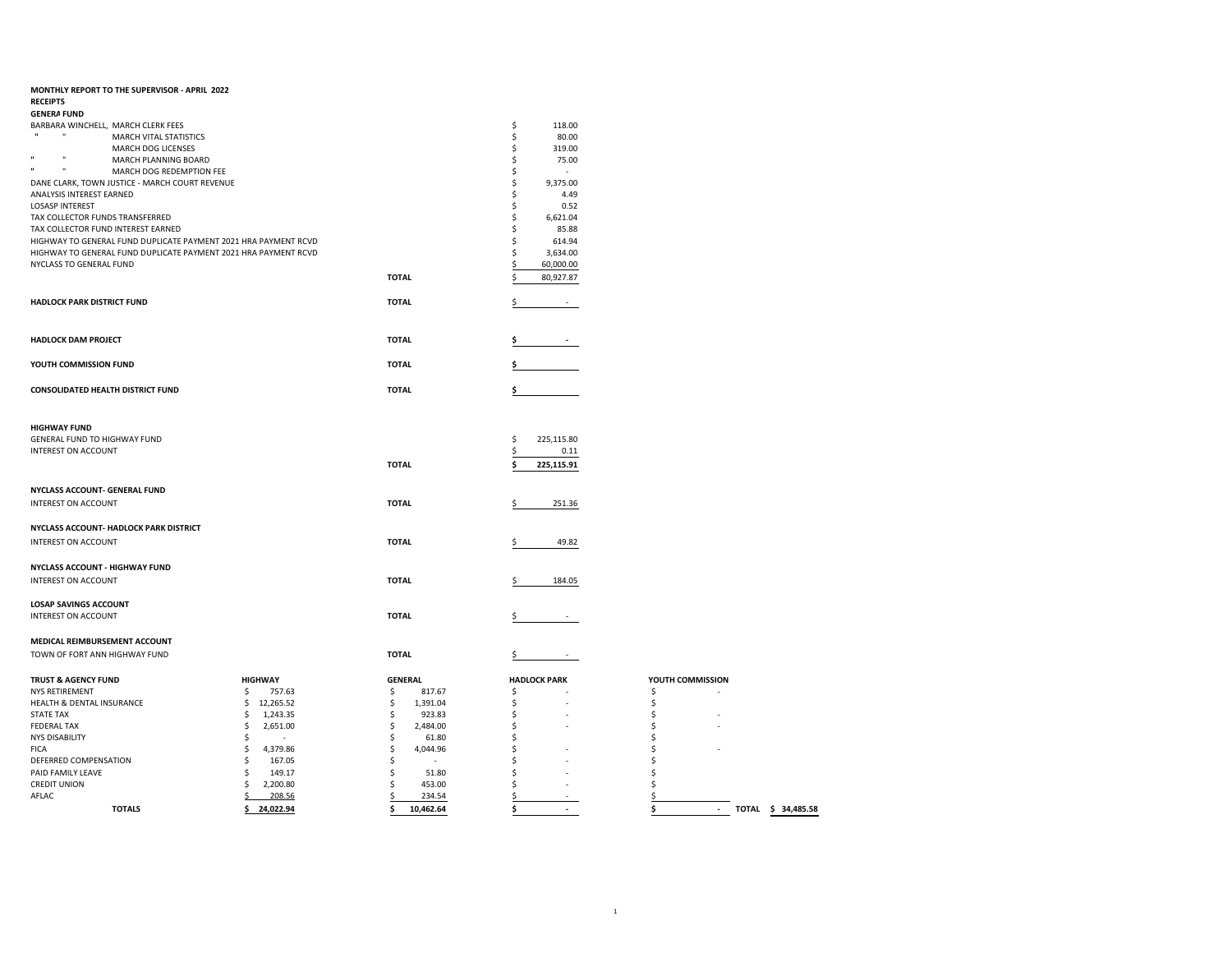**MONTHLY REPORT TO THE SUPERVISOR - APRIL 2022**

**RECEIPTS**

**GENERA FUND**

| | | |
|---|---|---|
| BARBARA WINCHELL, MARCH CLERK FEES | | $ 118.00 |
| " " MARCH VITAL STATISTICS | | $ 80.00 |
| MARCH DOG LICENSES | | $ 319.00 |
| " " MARCH PLANNING BOARD | | $ 75.00 |
| " " MARCH DOG REDEMPTION FEE | | $ - |
| DANE CLARK, TOWN JUSTICE - MARCH COURT REVENUE | | $ 9,375.00 |
| ANALYSIS INTEREST EARNED | | $ 4.49 |
| LOSASP INTEREST | | $ 0.52 |
| TAX COLLECTOR FUNDS TRANSFERRED | | $ 6,621.04 |
| TAX COLLECTOR FUND INTEREST EARNED | | $ 85.88 |
| HIGHWAY TO GENERAL FUND DUPLICATE PAYMENT 2021 HRA PAYMENT RCVD | | $ 614.94 |
| HIGHWAY TO GENERAL FUND DUPLICATE PAYMENT 2021 HRA PAYMENT RCVD | | $ 3,634.00 |
| NYCLASS TO GENERAL FUND | | $ 60,000.00 |
| | **TOTAL** | $ 80,927.87 |

| | | |
|---|---|---|
| **HADLOCK PARK DISTRICT FUND** | **TOTAL** | $ - |
| **HADLOCK DAM PROJECT** | **TOTAL** | **$ -** |
| **YOUTH COMMISSION FUND** | **TOTAL** | **$** |
| **CONSOLIDATED HEALTH DISTRICT FUND** | **TOTAL** | **$** |

**HIGHWAY FUND**

| | | |
|---|---|---|
| GENERAL FUND TO HIGHWAY FUND | | $ 225,115.80 |
| INTEREST ON ACCOUNT | | $ 0.11 |
| | **TOTAL** | **$ 225,115.91** |

**NYCLASS ACCOUNT- GENERAL FUND**

| | | |
|---|---|---|
| INTEREST ON ACCOUNT | **TOTAL** | $ 251.36 |

**NYCLASS ACCOUNT- HADLOCK PARK DISTRICT**

| | | |
|---|---|---|
| INTEREST ON ACCOUNT | **TOTAL** | $ 49.82 |

**NYCLASS ACCOUNT - HIGHWAY FUND**

| | | |
|---|---|---|
| INTEREST ON ACCOUNT | **TOTAL** | $ 184.05 |

**LOSAP SAVINGS ACCOUNT**

| | | |
|---|---|---|
| INTEREST ON ACCOUNT | **TOTAL** | $ - |

**MEDICAL REIMBURSEMENT ACCOUNT**

| | | |
|---|---|---|
| TOWN OF FORT ANN HIGHWAY FUND | **TOTAL** | $ - |

| **TRUST & AGENCY FUND** | **HIGHWAY** | **GENERAL** | **HADLOCK PARK** | **YOUTH COMMISSION** | |
|---|---|---|---|---|---|
| NYS RETIREMENT | $ 757.63 | $ 817.67 | $ - | $ - | |
| HEALTH & DENTAL INSURANCE | $ 12,265.52 | $ 1,391.04 | $ - | $ | |
| STATE TAX | $ 1,243.35 | $ 923.83 | $ - | $ - | |
| FEDERAL TAX | $ 2,651.00 | $ 2,484.00 | $ - | $ - | |
| NYS DISABILITY | $ - | $ 61.80 | $ | $ | |
| FICA | $ 4,379.86 | $ 4,044.96 | $ - | $ - | |
| DEFERRED COMPENSATION | $ 167.05 | $ - | $ - | $ | |
| PAID FAMILY LEAVE | $ 149.17 | $ 51.80 | $ - | $ | |
| CREDIT UNION | $ 2,200.80 | $ 453.00 | $ - | $ | |
| AFLAC | $ 208.56 | $ 234.54 | $ - | $ | |
| **TOTALS** | **$ 24,022.94** | **$ 10,462.64** | **$ -** | **$ -** | **TOTAL $ 34,485.58** |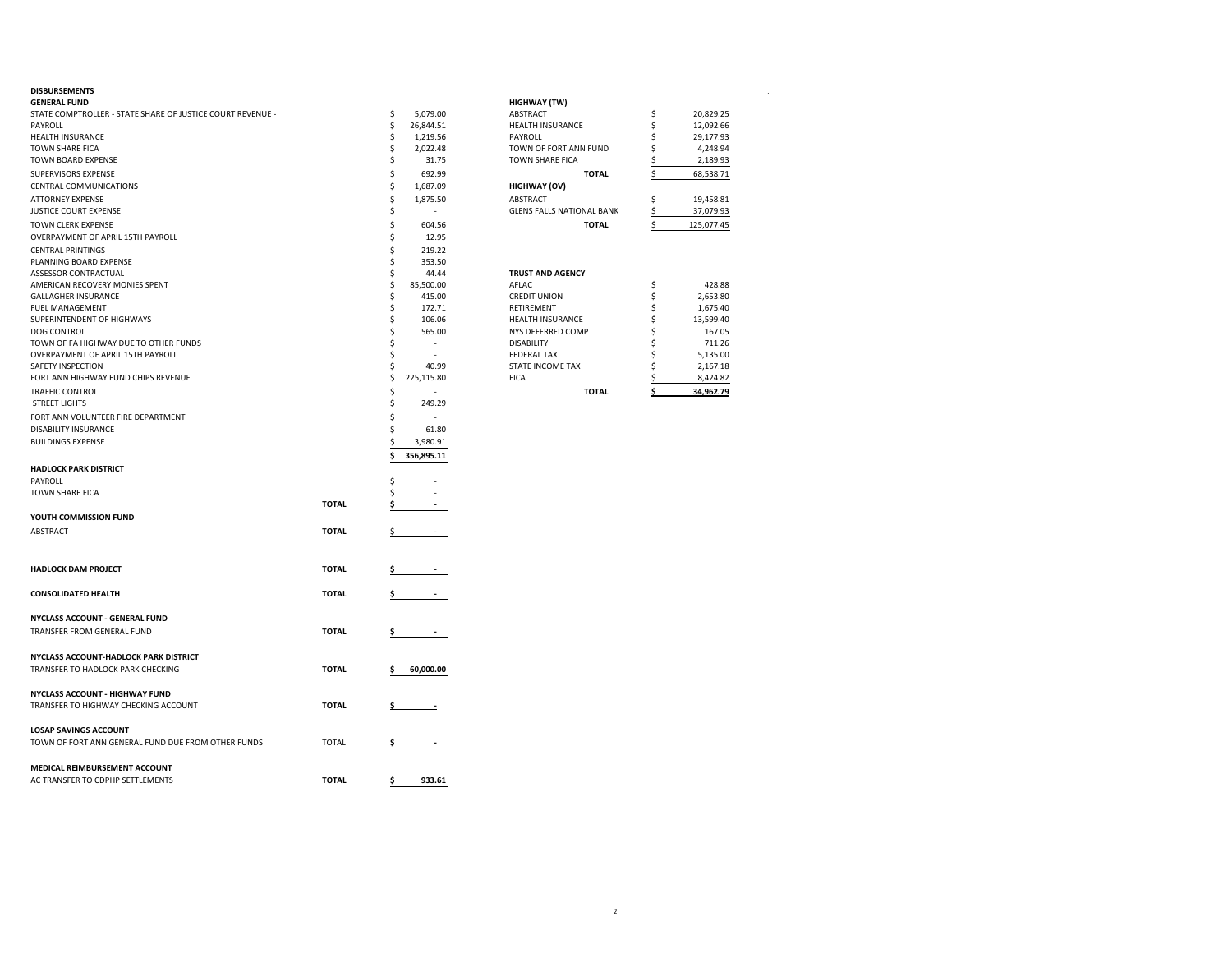## DISBURSEMENTS

### GENERAL FUND

| | | |
|---|---|---|
| STATE COMPTROLLER - STATE SHARE OF JUSTICE COURT REVENUE - | | $ 5,079.00 |
| PAYROLL | | $ 26,844.51 |
| HEALTH INSURANCE | | $ 1,219.56 |
| TOWN SHARE FICA | | $ 2,022.48 |
| TOWN BOARD EXPENSE | | $ 31.75 |
| SUPERVISORS EXPENSE | | $ 692.99 |
| CENTRAL COMMUNICATIONS | | $ 1,687.09 |
| ATTORNEY EXPENSE | | $ 1,875.50 |
| JUSTICE COURT EXPENSE | | $ - |
| TOWN CLERK EXPENSE | | $ 604.56 |
| OVERPAYMENT OF APRIL 15TH PAYROLL | | $ 12.95 |
| CENTRAL PRINTINGS | | $ 219.22 |
| PLANNING BOARD EXPENSE | | $ 353.50 |
| ASSESSOR CONTRACTUAL | | $ 44.44 |
| AMERICAN RECOVERY MONIES SPENT | | $ 85,500.00 |
| GALLAGHER INSURANCE | | $ 415.00 |
| FUEL MANAGEMENT | | $ 172.71 |
| SUPERINTENDENT OF HIGHWAYS | | $ 106.06 |
| DOG CONTROL | | $ 565.00 |
| TOWN OF FA HIGHWAY DUE TO OTHER FUNDS | | $ - |
| OVERPAYMENT OF APRIL 15TH PAYROLL | | $ - |
| SAFETY INSPECTION | | $ 40.99 |
| FORT ANN HIGHWAY FUND CHIPS REVENUE | | $ 225,115.80 |
| TRAFFIC CONTROL | | $ - |
| STREET LIGHTS | | $ 249.29 |
| FORT ANN VOLUNTEER FIRE DEPARTMENT | | $ - |
| DISABILITY INSURANCE | | $ 61.80 |
| BUILDINGS EXPENSE | | $ 3,980.91 |
| | | **$ 356,895.11** |

### HADLOCK PARK DISTRICT

| | | |
|---|---|---|
| PAYROLL | | $ - |
| TOWN SHARE FICA | | $ - |
| | **TOTAL** | **$ -** |

### YOUTH COMMISSION FUND

| | | |
|---|---|---|
| ABSTRACT | **TOTAL** | $ - |

| | | |
|---|---|---|
| **HADLOCK DAM PROJECT** | **TOTAL** | **$ -** |
| **CONSOLIDATED HEALTH** | **TOTAL** | **$ -** |

### NYCLASS ACCOUNT - GENERAL FUND

| | | |
|---|---|---|
| TRANSFER FROM GENERAL FUND | **TOTAL** | **$ -** |

### NYCLASS ACCOUNT-HADLOCK PARK DISTRICT

| | | |
|---|---|---|
| TRANSFER TO HADLOCK PARK CHECKING | **TOTAL** | **$ 60,000.00** |

### NYCLASS ACCOUNT - HIGHWAY FUND

| | | |
|---|---|---|
| TRANSFER TO HIGHWAY CHECKING ACCOUNT | **TOTAL** | **$ -** |

### LOSAP SAVINGS ACCOUNT

| | | |
|---|---|---|
| TOWN OF FORT ANN GENERAL FUND DUE FROM OTHER FUNDS | TOTAL | **$ -** |

### MEDICAL REIMBURSEMENT ACCOUNT

| | | |
|---|---|---|
| AC TRANSFER TO CDPHP SETTLEMENTS | **TOTAL** | **$ 933.61** |

### HIGHWAY (TW)

| | |
|---|---|
| ABSTRACT | $ 20,829.25 |
| HEALTH INSURANCE | $ 12,092.66 |
| PAYROLL | $ 29,177.93 |
| TOWN OF FORT ANN FUND | $ 4,248.94 |
| TOWN SHARE FICA | $ 2,189.93 |
| **TOTAL** | $ 68,538.71 |

### HIGHWAY (OV)

| | |
|---|---|
| ABSTRACT | $ 19,458.81 |
| GLENS FALLS NATIONAL BANK | $ 37,079.93 |
| **TOTAL** | $ 125,077.45 |

### TRUST AND AGENCY

| | |
|---|---|
| AFLAC | $ 428.88 |
| CREDIT UNION | $ 2,653.80 |
| RETIREMENT | $ 1,675.40 |
| HEALTH INSURANCE | $ 13,599.40 |
| NYS DEFERRED COMP | $ 167.05 |
| DISABILITY | $ 711.26 |
| FEDERAL TAX | $ 5,135.00 |
| STATE INCOME TAX | $ 2,167.18 |
| FICA | $ 8,424.82 |
| **TOTAL** | **$ 34,962.79** |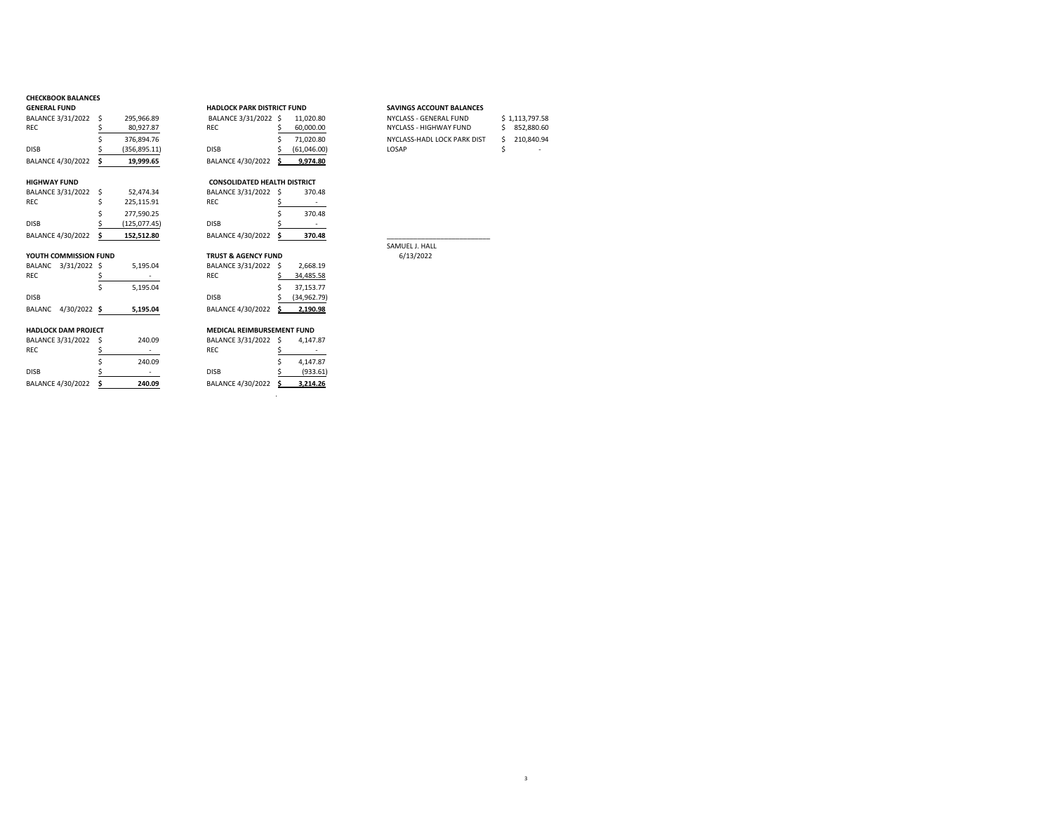**CHECKBOOK BALANCES**

**GENERAL FUND**

| | | |
|---|---|---|
| BALANCE 3/31/2022 | $ | 295,966.89 |
| REC | $ | 80,927.87 |
| | $ | 376,894.76 |
| DISB | $ | (356,895.11) |
| BALANCE 4/30/2022 | **$** | **19,999.65** |

**HADLOCK PARK DISTRICT FUND**

| | | |
|---|---|---|
| BALANCE 3/31/2022 | $ | 11,020.80 |
| REC | $ | 60,000.00 |
| | $ | 71,020.80 |
| DISB | $ | (61,046.00) |
| BALANCE 4/30/2022 | **$** | **9,974.80** |

**SAVINGS ACCOUNT BALANCES**

| | | |
|---|---|---|
| NYCLASS - GENERAL FUND | $ | 1,113,797.58 |
| NYCLASS - HIGHWAY FUND | $ | 852,880.60 |
| NYCLASS-HADL LOCK PARK DIST | $ | 210,840.94 |
| LOSAP | $ | - |

**HIGHWAY FUND**

| | | |
|---|---|---|
| BALANCE 3/31/2022 | $ | 52,474.34 |
| REC | $ | 225,115.91 |
| | $ | 277,590.25 |
| DISB | $ | (125,077.45) |
| BALANCE 4/30/2022 | **$** | **152,512.80** |

**CONSOLIDATED HEALTH DISTRICT**

| | | |
|---|---|---|
| BALANCE 3/31/2022 | $ | 370.48 |
| REC | $ | - |
| | $ | 370.48 |
| DISB | $ | - |
| BALANCE 4/30/2022 | **$** | **370.48** |

**YOUTH COMMISSION FUND**

| | | |
|---|---|---|
| BALANC 3/31/2022 | $ | 5,195.04 |
| REC | $ | - |
| | $ | 5,195.04 |
| DISB | | |
| BALANC 4/30/2022 | **$** | **5,195.04** |

**TRUST & AGENCY FUND**

| | | |
|---|---|---|
| BALANCE 3/31/2022 | $ | 2,668.19 |
| REC | $ | 34,485.58 |
| | $ | 37,153.77 |
| DISB | $ | (34,962.79) |
| BALANCE 4/30/2022 | **$** | **2,190.98** |

**HADLOCK DAM PROJECT**

| | | |
|---|---|---|
| BALANCE 3/31/2022 | $ | 240.09 |
| REC | $ | - |
| | $ | 240.09 |
| DISB | $ | - |
| BALANCE 4/30/2022 | **$** | **240.09** |

**MEDICAL REIMBURSEMENT FUND**

| | | |
|---|---|---|
| BALANCE 3/31/2022 | $ | 4,147.87 |
| REC | $ | - |
| | $ | 4,147.87 |
| DISB | $ | (933.61) |
| BALANCE 4/30/2022 | **$** | **3,214.26** |

\_\_\_\_\_\_\_\_\_\_\_\_\_\_\_\_\_\_\_\_\_\_\_\_\_\_\_\_

SAMUEL J. HALL
6/13/2022